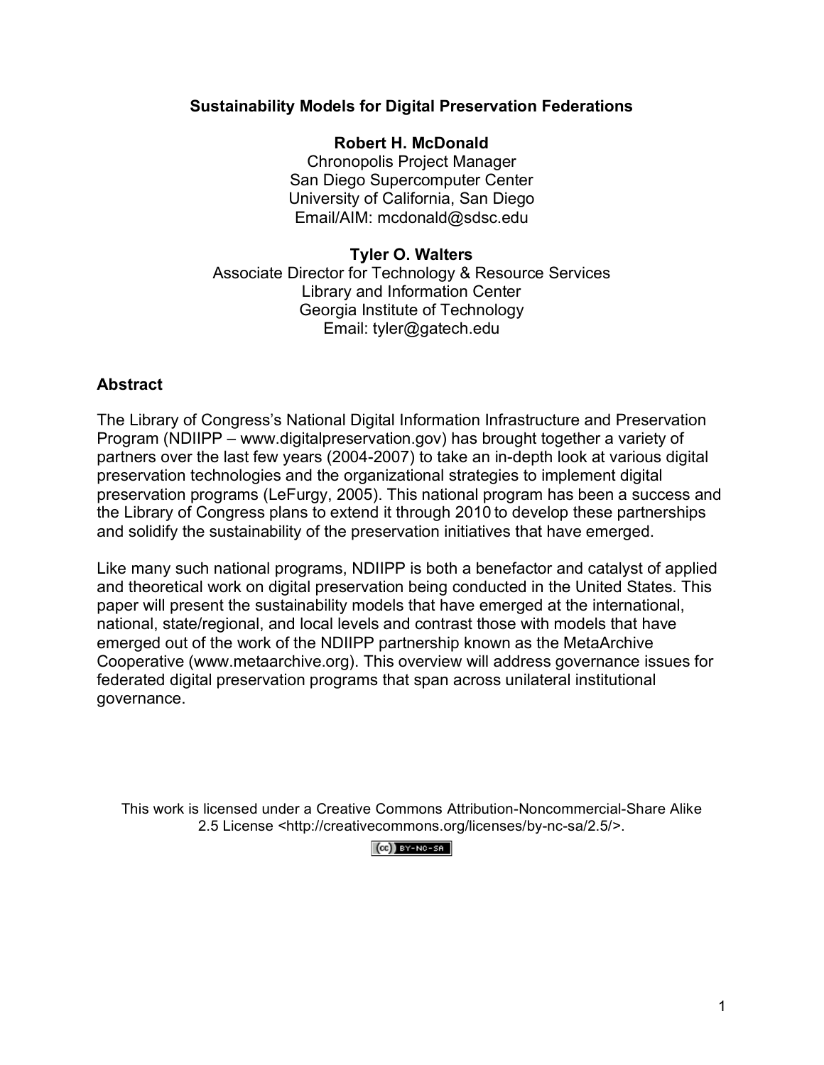# Sustainability Models for Digital Preservation Federations

**Robert H. McDonald**
Chronopolis Project Manager
San Diego Supercomputer Center
University of California, San Diego
Email/AIM: mcdonald@sdsc.edu

**Tyler O. Walters**
Associate Director for Technology & Resource Services
Library and Information Center
Georgia Institute of Technology
Email: tyler@gatech.edu

## Abstract

The Library of Congress's National Digital Information Infrastructure and Preservation Program (NDIIPP – www.digitalpreservation.gov) has brought together a variety of partners over the last few years (2004-2007) to take an in-depth look at various digital preservation technologies and the organizational strategies to implement digital preservation programs (LeFurgy, 2005). This national program has been a success and the Library of Congress plans to extend it through 2010 to develop these partnerships and solidify the sustainability of the preservation initiatives that have emerged.

Like many such national programs, NDIIPP is both a benefactor and catalyst of applied and theoretical work on digital preservation being conducted in the United States. This paper will present the sustainability models that have emerged at the international, national, state/regional, and local levels and contrast those with models that have emerged out of the work of the NDIIPP partnership known as the MetaArchive Cooperative (www.metaarchive.org). This overview will address governance issues for federated digital preservation programs that span across unilateral institutional governance.

This work is licensed under a Creative Commons Attribution-Noncommercial-Share Alike 2.5 License <http://creativecommons.org/licenses/by-nc-sa/2.5/>.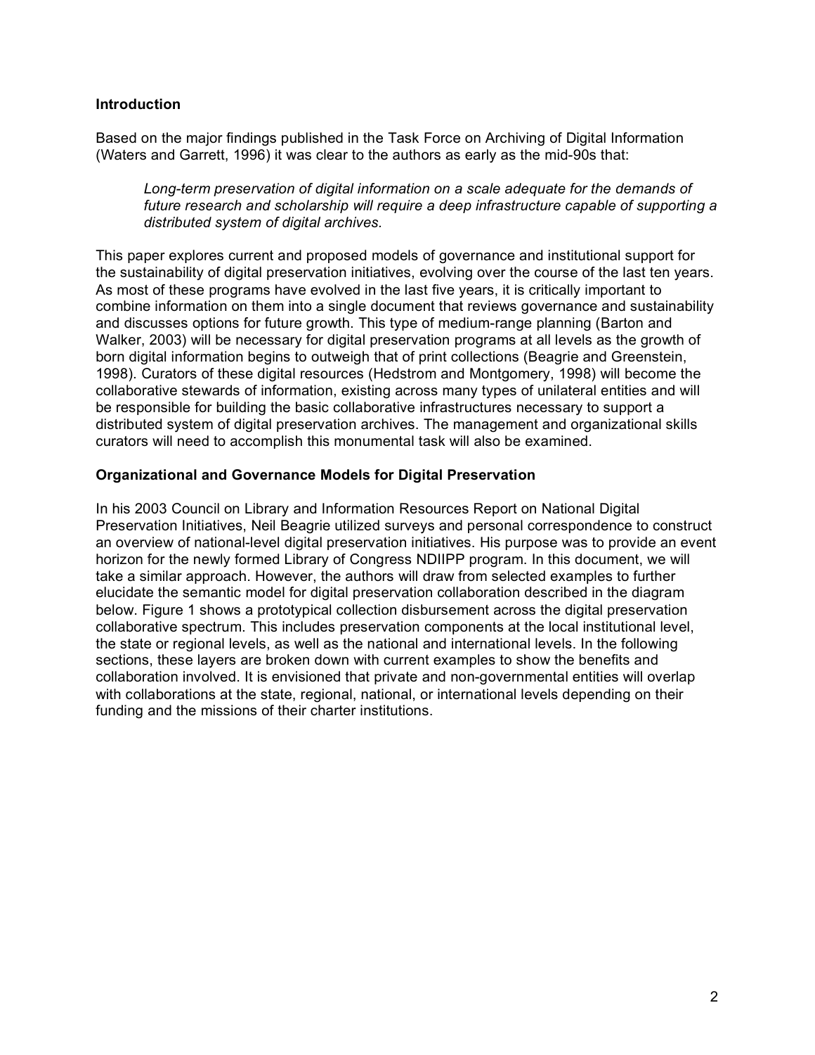## Introduction

Based on the major findings published in the Task Force on Archiving of Digital Information (Waters and Garrett, 1996) it was clear to the authors as early as the mid-90s that:

> *Long-term preservation of digital information on a scale adequate for the demands of future research and scholarship will require a deep infrastructure capable of supporting a distributed system of digital archives.*

This paper explores current and proposed models of governance and institutional support for the sustainability of digital preservation initiatives, evolving over the course of the last ten years. As most of these programs have evolved in the last five years, it is critically important to combine information on them into a single document that reviews governance and sustainability and discusses options for future growth. This type of medium-range planning (Barton and Walker, 2003) will be necessary for digital preservation programs at all levels as the growth of born digital information begins to outweigh that of print collections (Beagrie and Greenstein, 1998). Curators of these digital resources (Hedstrom and Montgomery, 1998) will become the collaborative stewards of information, existing across many types of unilateral entities and will be responsible for building the basic collaborative infrastructures necessary to support a distributed system of digital preservation archives. The management and organizational skills curators will need to accomplish this monumental task will also be examined.

## Organizational and Governance Models for Digital Preservation

In his 2003 Council on Library and Information Resources Report on National Digital Preservation Initiatives, Neil Beagrie utilized surveys and personal correspondence to construct an overview of national-level digital preservation initiatives. His purpose was to provide an event horizon for the newly formed Library of Congress NDIIPP program. In this document, we will take a similar approach. However, the authors will draw from selected examples to further elucidate the semantic model for digital preservation collaboration described in the diagram below. Figure 1 shows a prototypical collection disbursement across the digital preservation collaborative spectrum. This includes preservation components at the local institutional level, the state or regional levels, as well as the national and international levels. In the following sections, these layers are broken down with current examples to show the benefits and collaboration involved. It is envisioned that private and non-governmental entities will overlap with collaborations at the state, regional, national, or international levels depending on their funding and the missions of their charter institutions.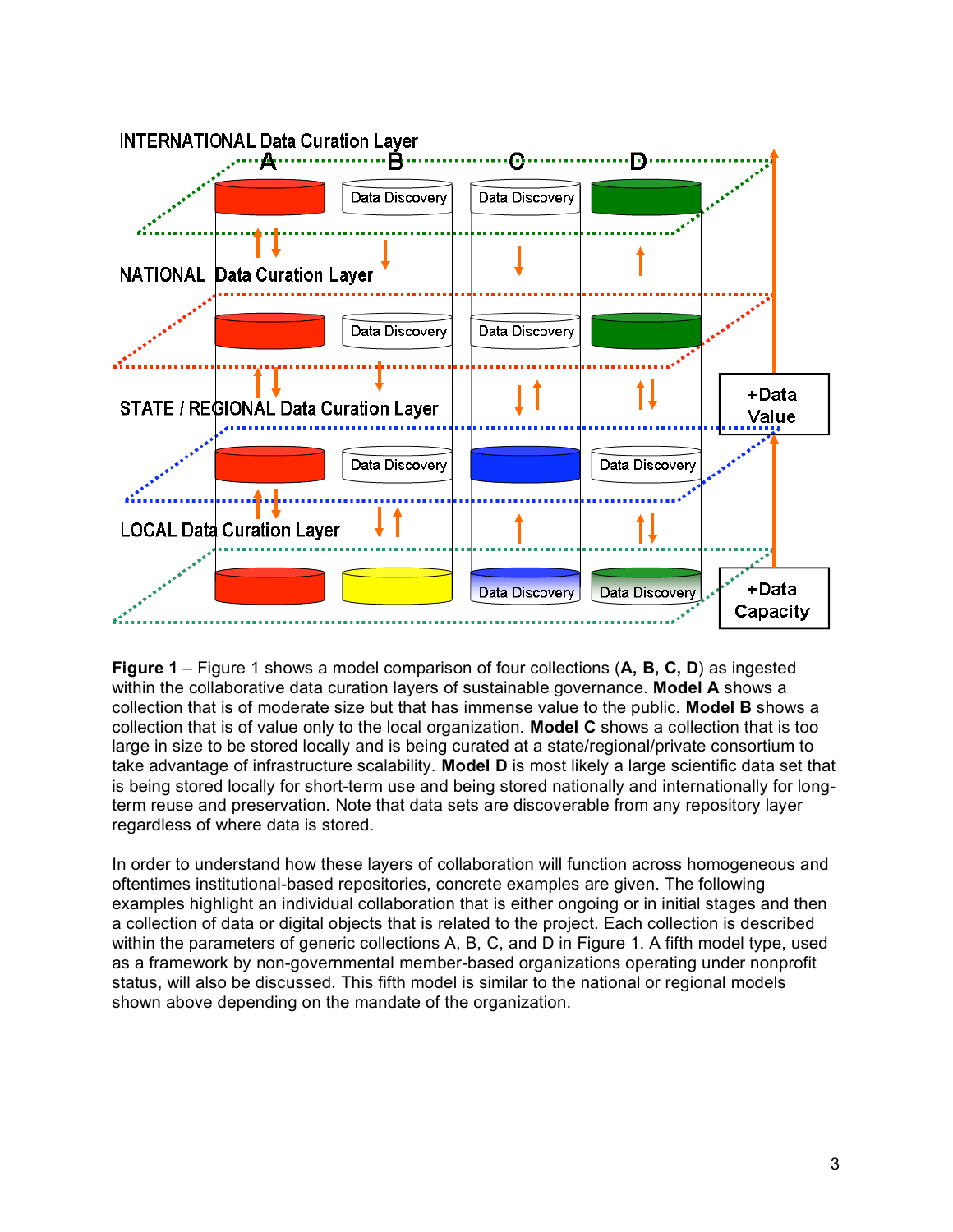INTERNATIONAL Data Curation Layer

A B C D

Data Discovery Data Discovery

NATIONAL Data Curation Layer

Data Discovery Data Discovery

STATE / REGIONAL Data Curation Layer

Data Discovery Data Discovery

+Data Value

LOCAL Data Curation Layer

Data Discovery Data Discovery

+Data Capacity

**Figure 1** – Figure 1 shows a model comparison of four collections (**A, B, C, D**) as ingested within the collaborative data curation layers of sustainable governance. **Model A** shows a collection that is of moderate size but that has immense value to the public. **Model B** shows a collection that is of value only to the local organization. **Model C** shows a collection that is too large in size to be stored locally and is being curated at a state/regional/private consortium to take advantage of infrastructure scalability. **Model D** is most likely a large scientific data set that is being stored locally for short-term use and being stored nationally and internationally for long-term reuse and preservation. Note that data sets are discoverable from any repository layer regardless of where data is stored.

In order to understand how these layers of collaboration will function across homogeneous and oftentimes institutional-based repositories, concrete examples are given. The following examples highlight an individual collaboration that is either ongoing or in initial stages and then a collection of data or digital objects that is related to the project. Each collection is described within the parameters of generic collections A, B, C, and D in Figure 1. A fifth model type, used as a framework by non-governmental member-based organizations operating under nonprofit status, will also be discussed. This fifth model is similar to the national or regional models shown above depending on the mandate of the organization.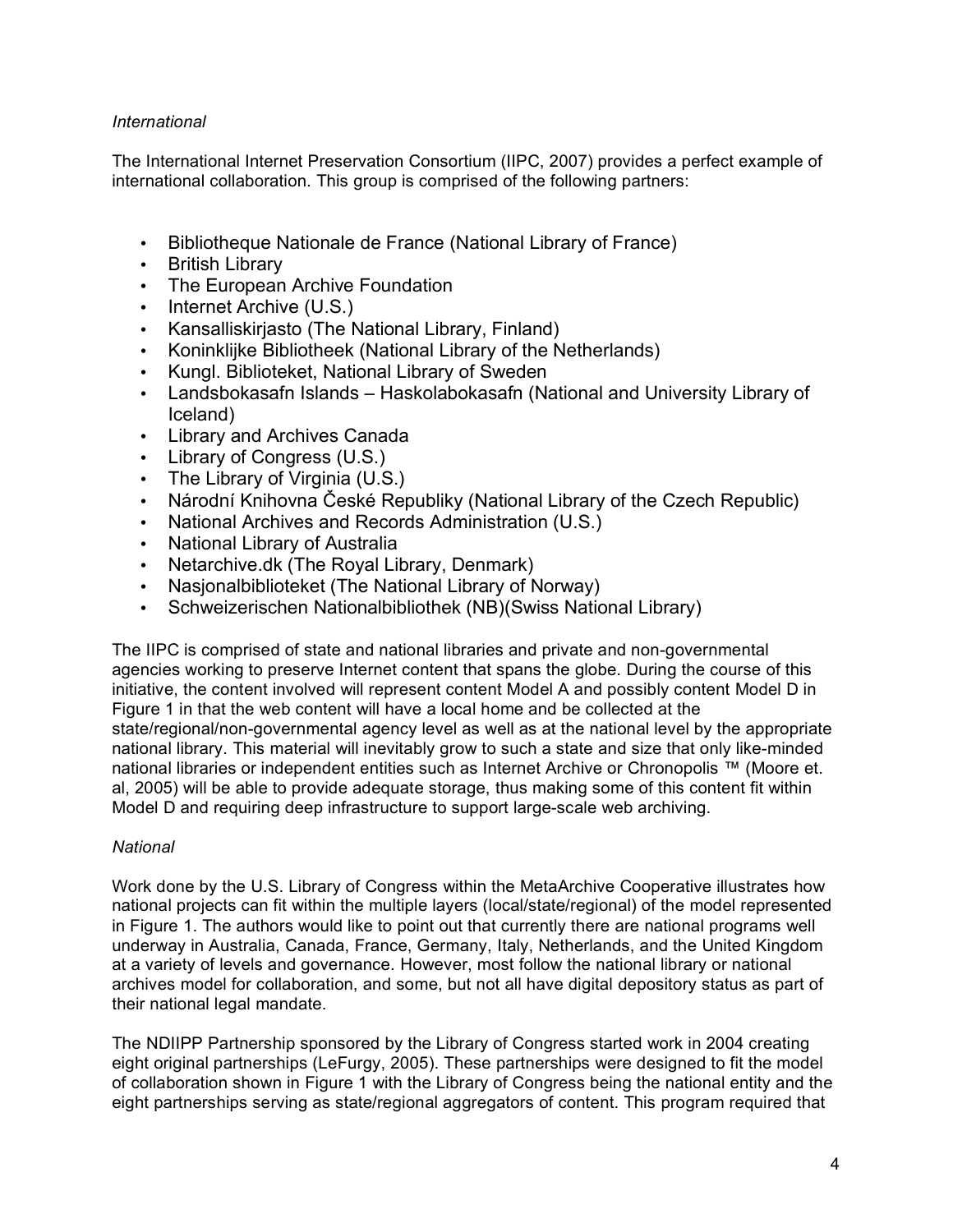*International*

The International Internet Preservation Consortium (IIPC, 2007) provides a perfect example of international collaboration. This group is comprised of the following partners:

- Bibliotheque Nationale de France (National Library of France)
- British Library
- The European Archive Foundation
- Internet Archive (U.S.)
- Kansalliskirjasto (The National Library, Finland)
- Koninklijke Bibliotheek (National Library of the Netherlands)
- Kungl. Biblioteket, National Library of Sweden
- Landsbokasafn Islands – Haskolabokasafn (National and University Library of Iceland)
- Library and Archives Canada
- Library of Congress (U.S.)
- The Library of Virginia (U.S.)
- Národní Knihovna České Republiky (National Library of the Czech Republic)
- National Archives and Records Administration (U.S.)
- National Library of Australia
- Netarchive.dk (The Royal Library, Denmark)
- Nasjonalbiblioteket (The National Library of Norway)
- Schweizerischen Nationalbibliothek (NB)(Swiss National Library)

The IIPC is comprised of state and national libraries and private and non-governmental agencies working to preserve Internet content that spans the globe. During the course of this initiative, the content involved will represent content Model A and possibly content Model D in Figure 1 in that the web content will have a local home and be collected at the state/regional/non-governmental agency level as well as at the national level by the appropriate national library. This material will inevitably grow to such a state and size that only like-minded national libraries or independent entities such as Internet Archive or Chronopolis ™ (Moore et. al, 2005) will be able to provide adequate storage, thus making some of this content fit within Model D and requiring deep infrastructure to support large-scale web archiving.

*National*

Work done by the U.S. Library of Congress within the MetaArchive Cooperative illustrates how national projects can fit within the multiple layers (local/state/regional) of the model represented in Figure 1. The authors would like to point out that currently there are national programs well underway in Australia, Canada, France, Germany, Italy, Netherlands, and the United Kingdom at a variety of levels and governance. However, most follow the national library or national archives model for collaboration, and some, but not all have digital depository status as part of their national legal mandate.

The NDIIPP Partnership sponsored by the Library of Congress started work in 2004 creating eight original partnerships (LeFurgy, 2005). These partnerships were designed to fit the model of collaboration shown in Figure 1 with the Library of Congress being the national entity and the eight partnerships serving as state/regional aggregators of content. This program required that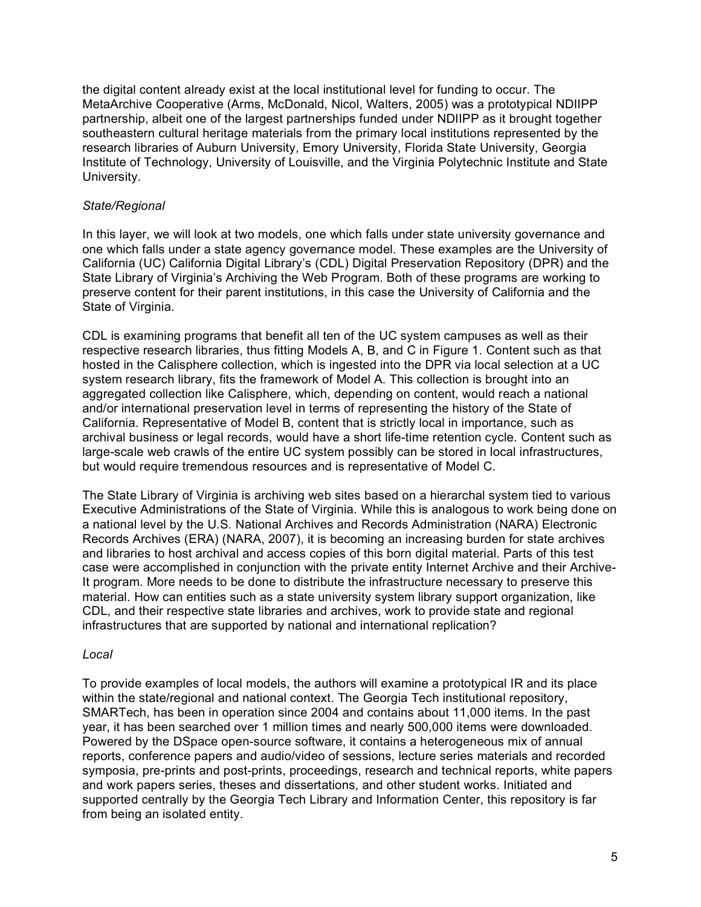the digital content already exist at the local institutional level for funding to occur. The MetaArchive Cooperative (Arms, McDonald, Nicol, Walters, 2005) was a prototypical NDIIPP partnership, albeit one of the largest partnerships funded under NDIIPP as it brought together southeastern cultural heritage materials from the primary local institutions represented by the research libraries of Auburn University, Emory University, Florida State University, Georgia Institute of Technology, University of Louisville, and the Virginia Polytechnic Institute and State University.

*State/Regional*

In this layer, we will look at two models, one which falls under state university governance and one which falls under a state agency governance model. These examples are the University of California (UC) California Digital Library's (CDL) Digital Preservation Repository (DPR) and the State Library of Virginia's Archiving the Web Program. Both of these programs are working to preserve content for their parent institutions, in this case the University of California and the State of Virginia.

CDL is examining programs that benefit all ten of the UC system campuses as well as their respective research libraries, thus fitting Models A, B, and C in Figure 1. Content such as that hosted in the Calisphere collection, which is ingested into the DPR via local selection at a UC system research library, fits the framework of Model A. This collection is brought into an aggregated collection like Calisphere, which, depending on content, would reach a national and/or international preservation level in terms of representing the history of the State of California. Representative of Model B, content that is strictly local in importance, such as archival business or legal records, would have a short life-time retention cycle. Content such as large-scale web crawls of the entire UC system possibly can be stored in local infrastructures, but would require tremendous resources and is representative of Model C.

The State Library of Virginia is archiving web sites based on a hierarchal system tied to various Executive Administrations of the State of Virginia. While this is analogous to work being done on a national level by the U.S. National Archives and Records Administration (NARA) Electronic Records Archives (ERA) (NARA, 2007), it is becoming an increasing burden for state archives and libraries to host archival and access copies of this born digital material. Parts of this test case were accomplished in conjunction with the private entity Internet Archive and their Archive-It program. More needs to be done to distribute the infrastructure necessary to preserve this material. How can entities such as a state university system library support organization, like CDL, and their respective state libraries and archives, work to provide state and regional infrastructures that are supported by national and international replication?

*Local*

To provide examples of local models, the authors will examine a prototypical IR and its place within the state/regional and national context. The Georgia Tech institutional repository, SMARTech, has been in operation since 2004 and contains about 11,000 items. In the past year, it has been searched over 1 million times and nearly 500,000 items were downloaded. Powered by the DSpace open-source software, it contains a heterogeneous mix of annual reports, conference papers and audio/video of sessions, lecture series materials and recorded symposia, pre-prints and post-prints, proceedings, research and technical reports, white papers and work papers series, theses and dissertations, and other student works. Initiated and supported centrally by the Georgia Tech Library and Information Center, this repository is far from being an isolated entity.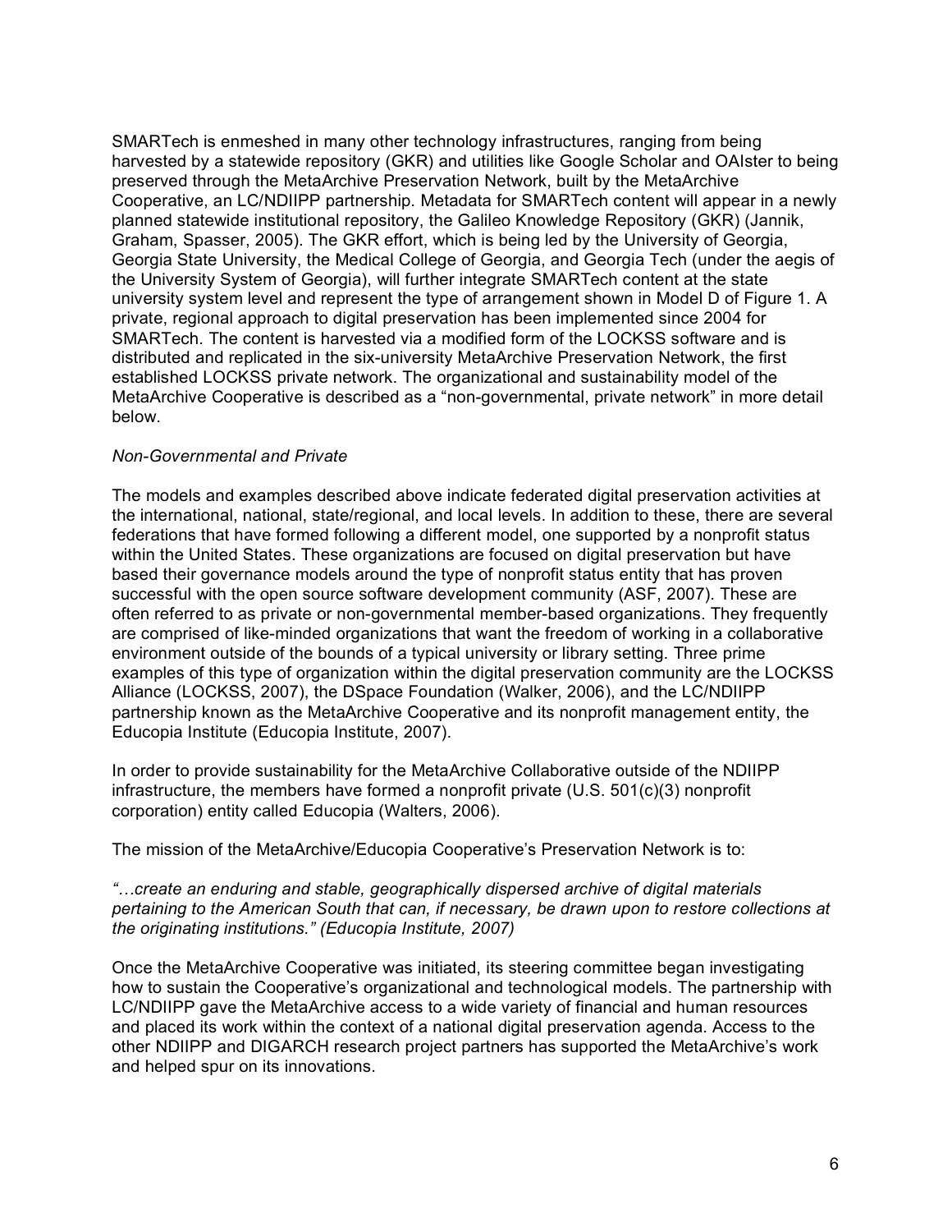SMARTech is enmeshed in many other technology infrastructures, ranging from being harvested by a statewide repository (GKR) and utilities like Google Scholar and OAIster to being preserved through the MetaArchive Preservation Network, built by the MetaArchive Cooperative, an LC/NDIIPP partnership. Metadata for SMARTech content will appear in a newly planned statewide institutional repository, the Galileo Knowledge Repository (GKR) (Jannik, Graham, Spasser, 2005). The GKR effort, which is being led by the University of Georgia, Georgia State University, the Medical College of Georgia, and Georgia Tech (under the aegis of the University System of Georgia), will further integrate SMARTech content at the state university system level and represent the type of arrangement shown in Model D of Figure 1. A private, regional approach to digital preservation has been implemented since 2004 for SMARTech. The content is harvested via a modified form of the LOCKSS software and is distributed and replicated in the six-university MetaArchive Preservation Network, the first established LOCKSS private network. The organizational and sustainability model of the MetaArchive Cooperative is described as a "non-governmental, private network" in more detail below.

*Non-Governmental and Private*

The models and examples described above indicate federated digital preservation activities at the international, national, state/regional, and local levels. In addition to these, there are several federations that have formed following a different model, one supported by a nonprofit status within the United States. These organizations are focused on digital preservation but have based their governance models around the type of nonprofit status entity that has proven successful with the open source software development community (ASF, 2007). These are often referred to as private or non-governmental member-based organizations. They frequently are comprised of like-minded organizations that want the freedom of working in a collaborative environment outside of the bounds of a typical university or library setting. Three prime examples of this type of organization within the digital preservation community are the LOCKSS Alliance (LOCKSS, 2007), the DSpace Foundation (Walker, 2006), and the LC/NDIIPP partnership known as the MetaArchive Cooperative and its nonprofit management entity, the Educopia Institute (Educopia Institute, 2007).

In order to provide sustainability for the MetaArchive Collaborative outside of the NDIIPP infrastructure, the members have formed a nonprofit private (U.S. 501(c)(3) nonprofit corporation) entity called Educopia (Walters, 2006).

The mission of the MetaArchive/Educopia Cooperative's Preservation Network is to:

*"…create an enduring and stable, geographically dispersed archive of digital materials pertaining to the American South that can, if necessary, be drawn upon to restore collections at the originating institutions." (Educopia Institute, 2007)*

Once the MetaArchive Cooperative was initiated, its steering committee began investigating how to sustain the Cooperative's organizational and technological models. The partnership with LC/NDIIPP gave the MetaArchive access to a wide variety of financial and human resources and placed its work within the context of a national digital preservation agenda. Access to the other NDIIPP and DIGARCH research project partners has supported the MetaArchive's work and helped spur on its innovations.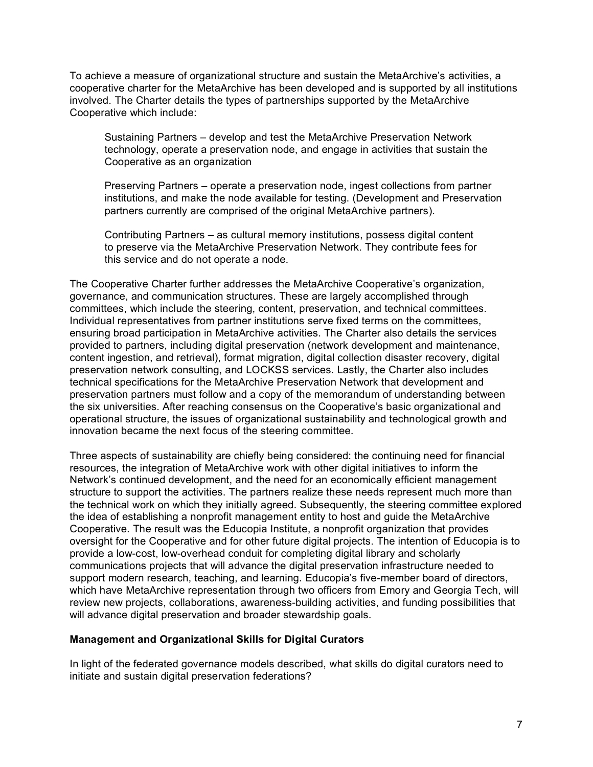To achieve a measure of organizational structure and sustain the MetaArchive's activities, a cooperative charter for the MetaArchive has been developed and is supported by all institutions involved. The Charter details the types of partnerships supported by the MetaArchive Cooperative which include:

> Sustaining Partners – develop and test the MetaArchive Preservation Network technology, operate a preservation node, and engage in activities that sustain the Cooperative as an organization
>
> Preserving Partners – operate a preservation node, ingest collections from partner institutions, and make the node available for testing. (Development and Preservation partners currently are comprised of the original MetaArchive partners).
>
> Contributing Partners – as cultural memory institutions, possess digital content to preserve via the MetaArchive Preservation Network. They contribute fees for this service and do not operate a node.

The Cooperative Charter further addresses the MetaArchive Cooperative's organization, governance, and communication structures. These are largely accomplished through committees, which include the steering, content, preservation, and technical committees. Individual representatives from partner institutions serve fixed terms on the committees, ensuring broad participation in MetaArchive activities. The Charter also details the services provided to partners, including digital preservation (network development and maintenance, content ingestion, and retrieval), format migration, digital collection disaster recovery, digital preservation network consulting, and LOCKSS services. Lastly, the Charter also includes technical specifications for the MetaArchive Preservation Network that development and preservation partners must follow and a copy of the memorandum of understanding between the six universities. After reaching consensus on the Cooperative's basic organizational and operational structure, the issues of organizational sustainability and technological growth and innovation became the next focus of the steering committee.

Three aspects of sustainability are chiefly being considered: the continuing need for financial resources, the integration of MetaArchive work with other digital initiatives to inform the Network's continued development, and the need for an economically efficient management structure to support the activities. The partners realize these needs represent much more than the technical work on which they initially agreed. Subsequently, the steering committee explored the idea of establishing a nonprofit management entity to host and guide the MetaArchive Cooperative. The result was the Educopia Institute, a nonprofit organization that provides oversight for the Cooperative and for other future digital projects. The intention of Educopia is to provide a low-cost, low-overhead conduit for completing digital library and scholarly communications projects that will advance the digital preservation infrastructure needed to support modern research, teaching, and learning. Educopia's five-member board of directors, which have MetaArchive representation through two officers from Emory and Georgia Tech, will review new projects, collaborations, awareness-building activities, and funding possibilities that will advance digital preservation and broader stewardship goals.

### Management and Organizational Skills for Digital Curators

In light of the federated governance models described, what skills do digital curators need to initiate and sustain digital preservation federations?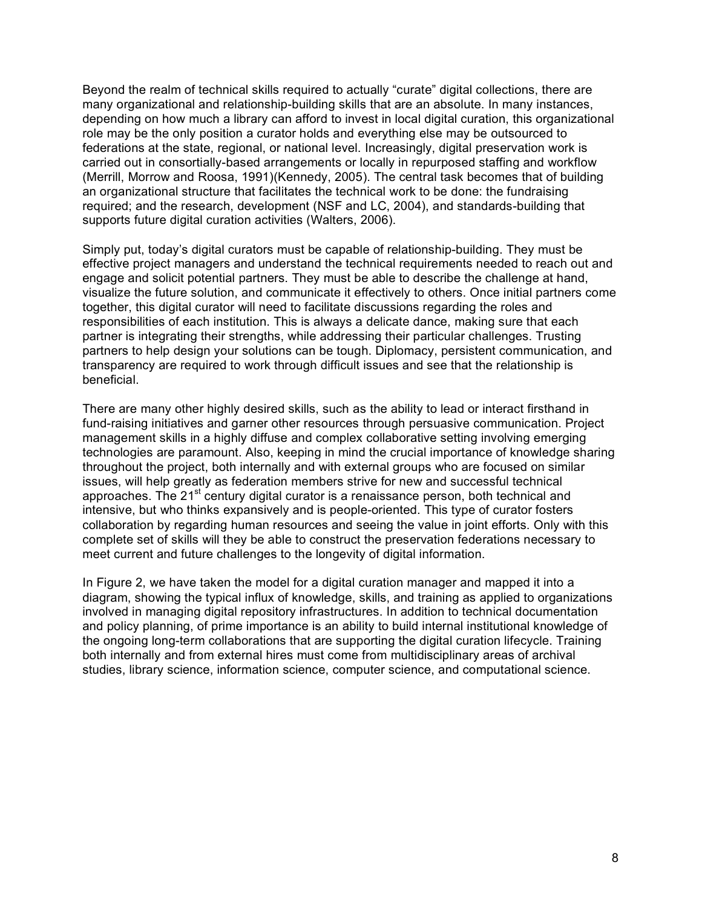Beyond the realm of technical skills required to actually "curate" digital collections, there are many organizational and relationship-building skills that are an absolute. In many instances, depending on how much a library can afford to invest in local digital curation, this organizational role may be the only position a curator holds and everything else may be outsourced to federations at the state, regional, or national level. Increasingly, digital preservation work is carried out in consortially-based arrangements or locally in repurposed staffing and workflow (Merrill, Morrow and Roosa, 1991)(Kennedy, 2005). The central task becomes that of building an organizational structure that facilitates the technical work to be done: the fundraising required; and the research, development (NSF and LC, 2004), and standards-building that supports future digital curation activities (Walters, 2006).

Simply put, today's digital curators must be capable of relationship-building. They must be effective project managers and understand the technical requirements needed to reach out and engage and solicit potential partners. They must be able to describe the challenge at hand, visualize the future solution, and communicate it effectively to others. Once initial partners come together, this digital curator will need to facilitate discussions regarding the roles and responsibilities of each institution. This is always a delicate dance, making sure that each partner is integrating their strengths, while addressing their particular challenges. Trusting partners to help design your solutions can be tough. Diplomacy, persistent communication, and transparency are required to work through difficult issues and see that the relationship is beneficial.

There are many other highly desired skills, such as the ability to lead or interact firsthand in fund-raising initiatives and garner other resources through persuasive communication. Project management skills in a highly diffuse and complex collaborative setting involving emerging technologies are paramount. Also, keeping in mind the crucial importance of knowledge sharing throughout the project, both internally and with external groups who are focused on similar issues, will help greatly as federation members strive for new and successful technical approaches. The 21st century digital curator is a renaissance person, both technical and intensive, but who thinks expansively and is people-oriented. This type of curator fosters collaboration by regarding human resources and seeing the value in joint efforts. Only with this complete set of skills will they be able to construct the preservation federations necessary to meet current and future challenges to the longevity of digital information.

In Figure 2, we have taken the model for a digital curation manager and mapped it into a diagram, showing the typical influx of knowledge, skills, and training as applied to organizations involved in managing digital repository infrastructures. In addition to technical documentation and policy planning, of prime importance is an ability to build internal institutional knowledge of the ongoing long-term collaborations that are supporting the digital curation lifecycle. Training both internally and from external hires must come from multidisciplinary areas of archival studies, library science, information science, computer science, and computational science.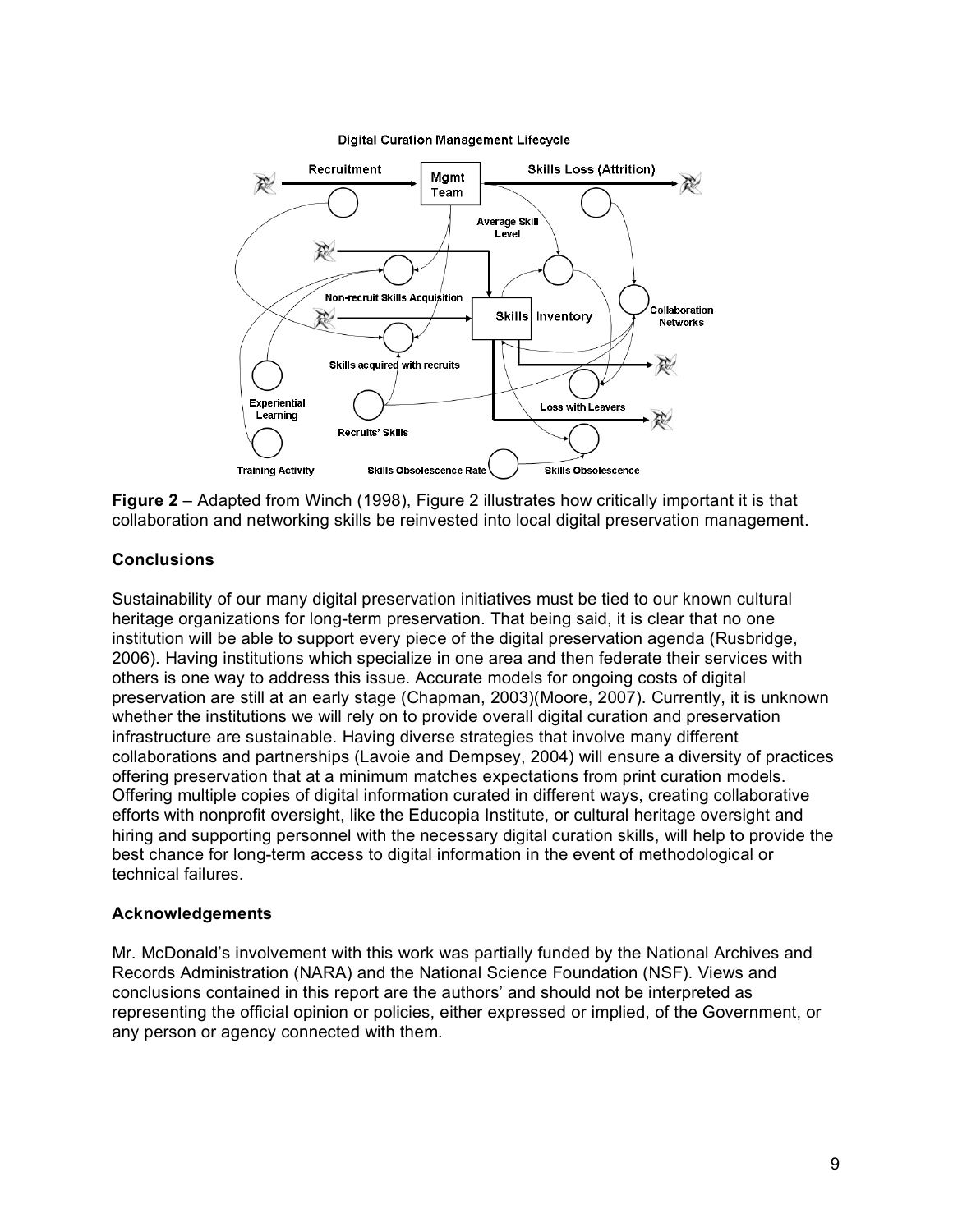Digital Curation Management Lifecycle

Recruitment

Mgmt Team

Skills Loss (Attrition)

Average Skill Level

Non-recruit Skills Acquisition

Skills Inventory

Collaboration Networks

Skills acquired with recruits

Experiential Learning

Recruits' Skills

Loss with Leavers

Training Activity

Skills Obsolescence Rate

Skills Obsolescence

**Figure 2** – Adapted from Winch (1998), Figure 2 illustrates how critically important it is that collaboration and networking skills be reinvested into local digital preservation management.

## Conclusions

Sustainability of our many digital preservation initiatives must be tied to our known cultural heritage organizations for long-term preservation. That being said, it is clear that no one institution will be able to support every piece of the digital preservation agenda (Rusbridge, 2006). Having institutions which specialize in one area and then federate their services with others is one way to address this issue. Accurate models for ongoing costs of digital preservation are still at an early stage (Chapman, 2003)(Moore, 2007). Currently, it is unknown whether the institutions we will rely on to provide overall digital curation and preservation infrastructure are sustainable. Having diverse strategies that involve many different collaborations and partnerships (Lavoie and Dempsey, 2004) will ensure a diversity of practices offering preservation that at a minimum matches expectations from print curation models. Offering multiple copies of digital information curated in different ways, creating collaborative efforts with nonprofit oversight, like the Educopia Institute, or cultural heritage oversight and hiring and supporting personnel with the necessary digital curation skills, will help to provide the best chance for long-term access to digital information in the event of methodological or technical failures.

## Acknowledgements

Mr. McDonald's involvement with this work was partially funded by the National Archives and Records Administration (NARA) and the National Science Foundation (NSF). Views and conclusions contained in this report are the authors' and should not be interpreted as representing the official opinion or policies, either expressed or implied, of the Government, or any person or agency connected with them.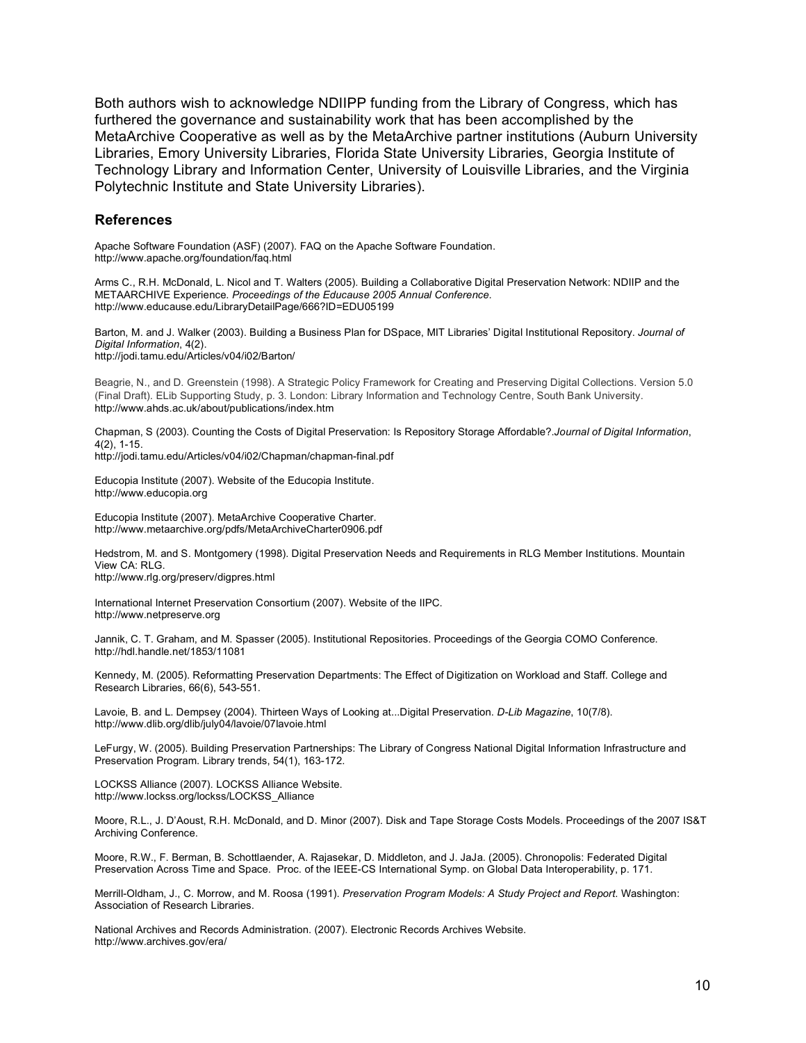Both authors wish to acknowledge NDIIPP funding from the Library of Congress, which has furthered the governance and sustainability work that has been accomplished by the MetaArchive Cooperative as well as by the MetaArchive partner institutions (Auburn University Libraries, Emory University Libraries, Florida State University Libraries, Georgia Institute of Technology Library and Information Center, University of Louisville Libraries, and the Virginia Polytechnic Institute and State University Libraries).

## References

Apache Software Foundation (ASF) (2007). FAQ on the Apache Software Foundation. http://www.apache.org/foundation/faq.html

Arms C., R.H. McDonald, L. Nicol and T. Walters (2005). Building a Collaborative Digital Preservation Network: NDIIP and the METAARCHIVE Experience. *Proceedings of the Educause 2005 Annual Conference*. http://www.educause.edu/LibraryDetailPage/666?ID=EDU05199

Barton, M. and J. Walker (2003). Building a Business Plan for DSpace, MIT Libraries' Digital Institutional Repository. *Journal of Digital Information*, 4(2).
http://jodi.tamu.edu/Articles/v04/i02/Barton/

Beagrie, N., and D. Greenstein (1998). A Strategic Policy Framework for Creating and Preserving Digital Collections. Version 5.0 (Final Draft). ELib Supporting Study, p. 3. London: Library Information and Technology Centre, South Bank University. http://www.ahds.ac.uk/about/publications/index.htm

Chapman, S (2003). Counting the Costs of Digital Preservation: Is Repository Storage Affordable?.*Journal of Digital Information*, 4(2), 1-15.
http://jodi.tamu.edu/Articles/v04/i02/Chapman/chapman-final.pdf

Educopia Institute (2007). Website of the Educopia Institute. http://www.educopia.org

Educopia Institute (2007). MetaArchive Cooperative Charter. http://www.metaarchive.org/pdfs/MetaArchiveCharter0906.pdf

Hedstrom, M. and S. Montgomery (1998). Digital Preservation Needs and Requirements in RLG Member Institutions. Mountain View CA: RLG.
http://www.rlg.org/preserv/digpres.html

International Internet Preservation Consortium (2007). Website of the IIPC. http://www.netpreserve.org

Jannik, C. T. Graham, and M. Spasser (2005). Institutional Repositories. Proceedings of the Georgia COMO Conference. http://hdl.handle.net/1853/11081

Kennedy, M. (2005). Reformatting Preservation Departments: The Effect of Digitization on Workload and Staff. College and Research Libraries, 66(6), 543-551.

Lavoie, B. and L. Dempsey (2004). Thirteen Ways of Looking at...Digital Preservation. *D-Lib Magazine*, 10(7/8). http://www.dlib.org/dlib/july04/lavoie/07lavoie.html

LeFurgy, W. (2005). Building Preservation Partnerships: The Library of Congress National Digital Information Infrastructure and Preservation Program. Library trends, 54(1), 163-172.

LOCKSS Alliance (2007). LOCKSS Alliance Website. http://www.lockss.org/lockss/LOCKSS_Alliance

Moore, R.L., J. D'Aoust, R.H. McDonald, and D. Minor (2007). Disk and Tape Storage Costs Models. Proceedings of the 2007 IS&T Archiving Conference.

Moore, R.W., F. Berman, B. Schottlaender, A. Rajasekar, D. Middleton, and J. JaJa. (2005). Chronopolis: Federated Digital Preservation Across Time and Space. Proc. of the IEEE-CS International Symp. on Global Data Interoperability, p. 171.

Merrill-Oldham, J., C. Morrow, and M. Roosa (1991). *Preservation Program Models: A Study Project and Report*. Washington: Association of Research Libraries.

National Archives and Records Administration. (2007). Electronic Records Archives Website. http://www.archives.gov/era/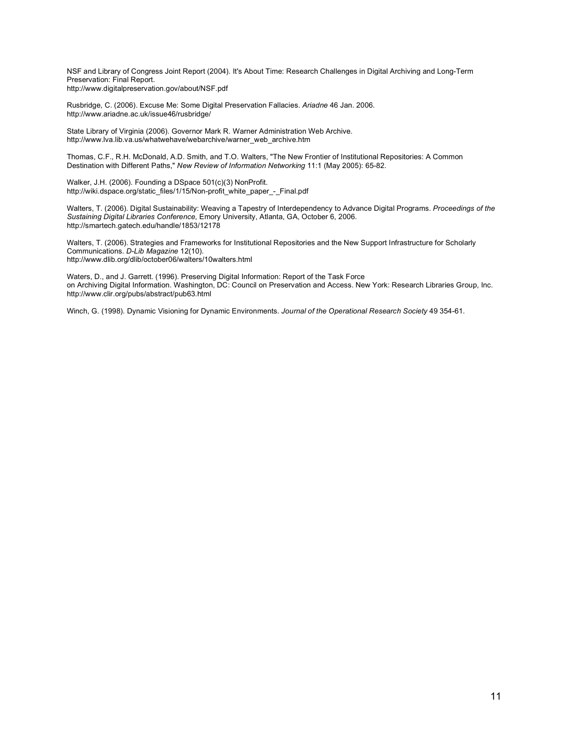NSF and Library of Congress Joint Report (2004). It's About Time: Research Challenges in Digital Archiving and Long-Term Preservation: Final Report.
http://www.digitalpreservation.gov/about/NSF.pdf

Rusbridge, C. (2006). Excuse Me: Some Digital Preservation Fallacies. *Ariadne* 46 Jan. 2006.
http://www.ariadne.ac.uk/issue46/rusbridge/

State Library of Virginia (2006). Governor Mark R. Warner Administration Web Archive.
http://www.lva.lib.va.us/whatwehave/webarchive/warner_web_archive.htm

Thomas, C.F., R.H. McDonald, A.D. Smith, and T.O. Walters, "The New Frontier of Institutional Repositories: A Common Destination with Different Paths," *New Review of Information Networking* 11:1 (May 2005): 65-82.

Walker, J.H. (2006). Founding a DSpace 501(c)(3) NonProfit.
http://wiki.dspace.org/static_files/1/15/Non-profit_white_paper_-_Final.pdf

Walters, T. (2006). Digital Sustainability: Weaving a Tapestry of Interdependency to Advance Digital Programs. *Proceedings of the Sustaining Digital Libraries Conference*, Emory University, Atlanta, GA, October 6, 2006.
http://smartech.gatech.edu/handle/1853/12178

Walters, T. (2006). Strategies and Frameworks for Institutional Repositories and the New Support Infrastructure for Scholarly Communications. *D-Lib Magazine* 12(10).
http://www.dlib.org/dlib/october06/walters/10walters.html

Waters, D., and J. Garrett. (1996). Preserving Digital Information: Report of the Task Force on Archiving Digital Information. Washington, DC: Council on Preservation and Access. New York: Research Libraries Group, Inc.
http://www.clir.org/pubs/abstract/pub63.html

Winch, G. (1998). Dynamic Visioning for Dynamic Environments. *Journal of the Operational Research Society* 49 354-61.